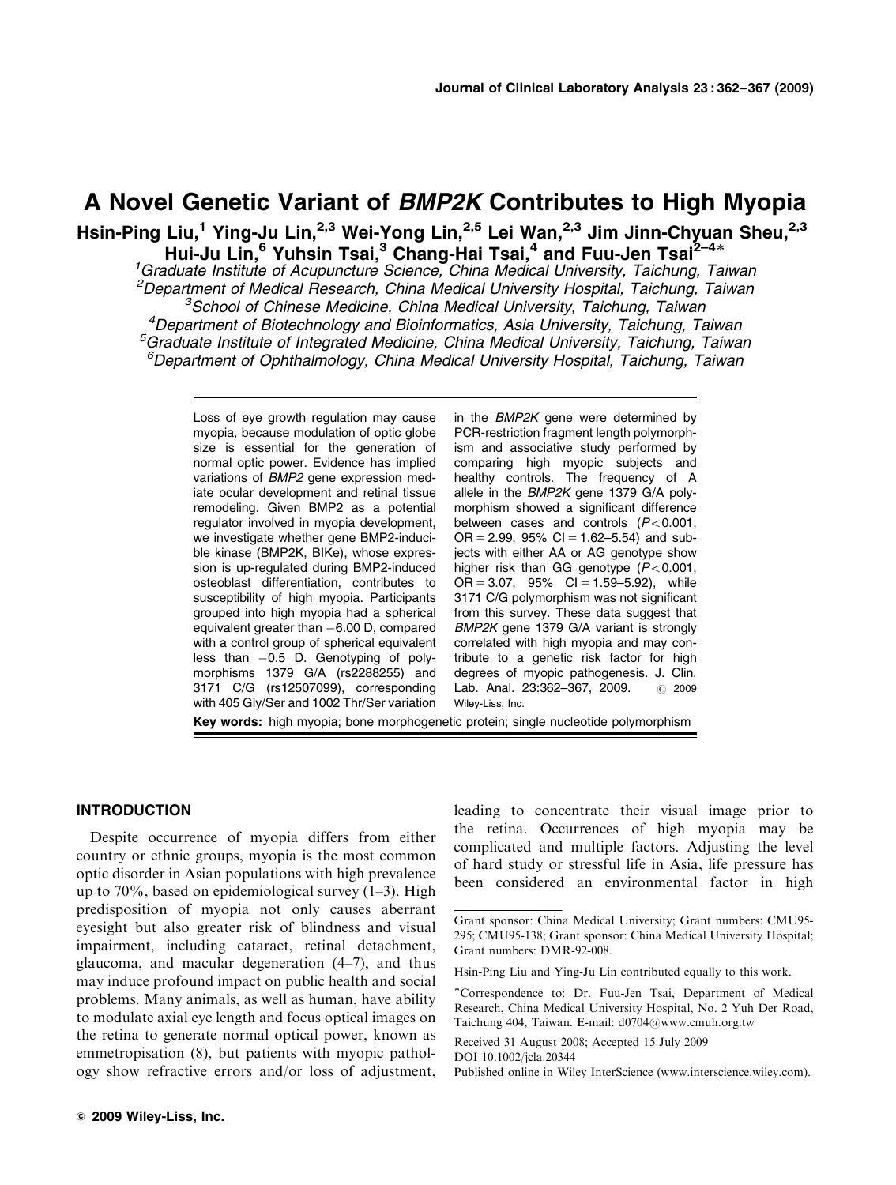# A Novel Genetic Variant of *BMP2K* Contributes to High Myopia

**Hsin-Ping Liu,[1] Ying-Ju Lin,[2,3] Wei-Yong Lin,[2,5] Lei Wan,[2,3] Jim Jinn-Chyuan Sheu,[2,3] Hui-Ju Lin,[6] Yuhsin Tsai,[3] Chang-Hai Tsai,[4] and Fuu-Jen Tsai[2–4]***

[1]Graduate Institute of Acupuncture Science, China Medical University, Taichung, Taiwan
[2]Department of Medical Research, China Medical University Hospital, Taichung, Taiwan
[3]School of Chinese Medicine, China Medical University, Taichung, Taiwan
[4]Department of Biotechnology and Bioinformatics, Asia University, Taichung, Taiwan
[5]Graduate Institute of Integrated Medicine, China Medical University, Taichung, Taiwan
[6]Department of Ophthalmology, China Medical University Hospital, Taichung, Taiwan

Loss of eye growth regulation may cause myopia, because modulation of optic globe size is essential for the generation of normal optic power. Evidence has implied variations of *BMP2* gene expression mediate ocular development and retinal tissue remodeling. Given BMP2 as a potential regulator involved in myopia development, we investigate whether gene BMP2-inducible kinase (BMP2K, BIKe), whose expression is up-regulated during BMP2-induced osteoblast differentiation, contributes to susceptibility of high myopia. Participants grouped into high myopia had a spherical equivalent greater than −6.00 D, compared with a control group of spherical equivalent less than −0.5 D. Genotyping of polymorphisms 1379 G/A (rs2288255) and 3171 C/G (rs12507099), corresponding with 405 Gly/Ser and 1002 Thr/Ser variation in the *BMP2K* gene were determined by PCR-restriction fragment length polymorphism and associative study performed by comparing high myopic subjects and healthy controls. The frequency of A allele in the *BMP2K* gene 1379 G/A polymorphism showed a significant difference between cases and controls ($P<0.001$, OR = 2.99, 95% CI = 1.62–5.54) and subjects with either AA or AG genotype show higher risk than GG genotype ($P<0.001$, OR = 3.07, 95% CI = 1.59–5.92), while 3171 C/G polymorphism was not significant from this survey. These data suggest that *BMP2K* gene 1379 G/A variant is strongly correlated with high myopia and may contribute to a genetic risk factor for high degrees of myopic pathogenesis. J. Clin. Lab. Anal. 23:362–367, 2009. © 2009 Wiley-Liss, Inc.

**Key words:** high myopia; bone morphogenetic protein; single nucleotide polymorphism

## INTRODUCTION

Despite occurrence of myopia differs from either country or ethnic groups, myopia is the most common optic disorder in Asian populations with high prevalence up to 70%, based on epidemiological survey (1–3). High predisposition of myopia not only causes aberrant eyesight but also greater risk of blindness and visual impairment, including cataract, retinal detachment, glaucoma, and macular degeneration (4–7), and thus may induce profound impact on public health and social problems. Many animals, as well as human, have ability to modulate axial eye length and focus optical images on the retina to generate normal optical power, known as emmetropisation (8), but patients with myopic pathology show refractive errors and/or loss of adjustment, leading to concentrate their visual image prior to the retina. Occurrences of high myopia may be complicated and multiple factors. Adjusting the level of hard study or stressful life in Asia, life pressure has been considered an environmental factor in high

---

Grant sponsor: China Medical University; Grant numbers: CMU95-295; CMU95-138; Grant sponsor: China Medical University Hospital; Grant numbers: DMR-92-008.

Hsin-Ping Liu and Ying-Ju Lin contributed equally to this work.

*Correspondence to: Dr. Fuu-Jen Tsai, Department of Medical Research, China Medical University Hospital, No. 2 Yuh Der Road, Taichung 404, Taiwan. E-mail: d0704@www.cmuh.org.tw

Received 31 August 2008; Accepted 15 July 2009
DOI 10.1002/jcla.20344
Published online in Wiley InterScience (www.interscience.wiley.com).

© 2009 Wiley-Liss, Inc.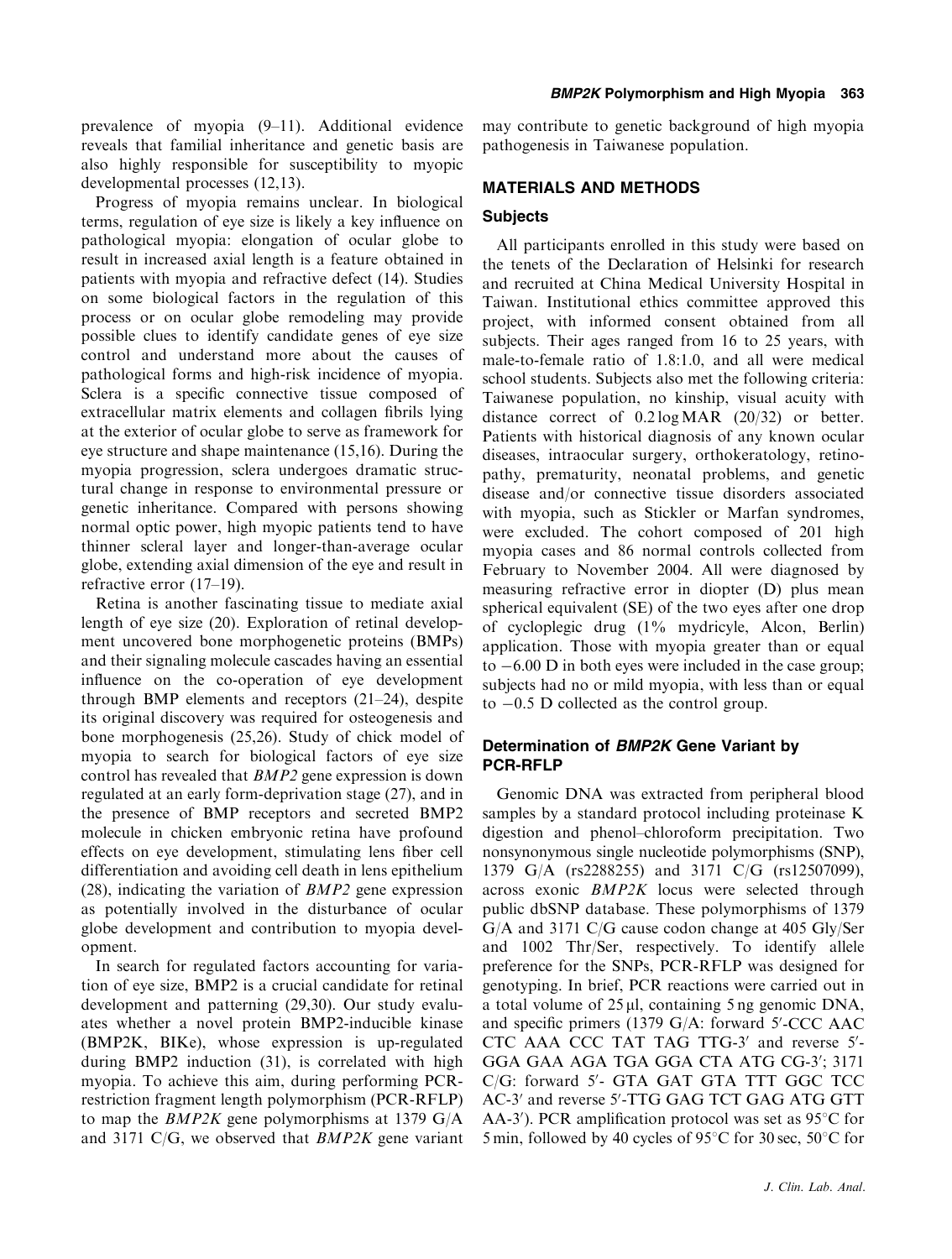prevalence of myopia (9–11). Additional evidence reveals that familial inheritance and genetic basis are also highly responsible for susceptibility to myopic developmental processes (12,13).

Progress of myopia remains unclear. In biological terms, regulation of eye size is likely a key influence on pathological myopia: elongation of ocular globe to result in increased axial length is a feature obtained in patients with myopia and refractive defect (14). Studies on some biological factors in the regulation of this process or on ocular globe remodeling may provide possible clues to identify candidate genes of eye size control and understand more about the causes of pathological forms and high-risk incidence of myopia. Sclera is a specific connective tissue composed of extracellular matrix elements and collagen fibrils lying at the exterior of ocular globe to serve as framework for eye structure and shape maintenance (15,16). During the myopia progression, sclera undergoes dramatic structural change in response to environmental pressure or genetic inheritance. Compared with persons showing normal optic power, high myopic patients tend to have thinner scleral layer and longer-than-average ocular globe, extending axial dimension of the eye and result in refractive error (17–19).

Retina is another fascinating tissue to mediate axial length of eye size (20). Exploration of retinal development uncovered bone morphogenetic proteins (BMPs) and their signaling molecule cascades having an essential influence on the co-operation of eye development through BMP elements and receptors (21–24), despite its original discovery was required for osteogenesis and bone morphogenesis (25,26). Study of chick model of myopia to search for biological factors of eye size control has revealed that *BMP2* gene expression is down regulated at an early form-deprivation stage (27), and in the presence of BMP receptors and secreted BMP2 molecule in chicken embryonic retina have profound effects on eye development, stimulating lens fiber cell differentiation and avoiding cell death in lens epithelium (28), indicating the variation of *BMP2* gene expression as potentially involved in the disturbance of ocular globe development and contribution to myopia development.

In search for regulated factors accounting for variation of eye size, BMP2 is a crucial candidate for retinal development and patterning (29,30). Our study evaluates whether a novel protein BMP2-inducible kinase (BMP2K, BIKe), whose expression is up-regulated during BMP2 induction (31), is correlated with high myopia. To achieve this aim, during performing PCR-restriction fragment length polymorphism (PCR-RFLP) to map the *BMP2K* gene polymorphisms at 1379 G/A and 3171 C/G, we observed that *BMP2K* gene variant may contribute to genetic background of high myopia pathogenesis in Taiwanese population.

## MATERIALS AND METHODS

### Subjects

All participants enrolled in this study were based on the tenets of the Declaration of Helsinki for research and recruited at China Medical University Hospital in Taiwan. Institutional ethics committee approved this project, with informed consent obtained from all subjects. Their ages ranged from 16 to 25 years, with male-to-female ratio of 1.8:1.0, and all were medical school students. Subjects also met the following criteria: Taiwanese population, no kinship, visual acuity with distance correct of 0.2 log MAR (20/32) or better. Patients with historical diagnosis of any known ocular diseases, intraocular surgery, orthokeratology, retinopathy, prematurity, neonatal problems, and genetic disease and/or connective tissue disorders associated with myopia, such as Stickler or Marfan syndromes, were excluded. The cohort composed of 201 high myopia cases and 86 normal controls collected from February to November 2004. All were diagnosed by measuring refractive error in diopter (D) plus mean spherical equivalent (SE) of the two eyes after one drop of cycloplegic drug (1% mydricyle, Alcon, Berlin) application. Those with myopia greater than or equal to $-6.00$ D in both eyes were included in the case group; subjects had no or mild myopia, with less than or equal to $-0.5$ D collected as the control group.

### Determination of *BMP2K* Gene Variant by PCR-RFLP

Genomic DNA was extracted from peripheral blood samples by a standard protocol including proteinase K digestion and phenol–chloroform precipitation. Two nonsynonymous single nucleotide polymorphisms (SNP), 1379 G/A (rs2288255) and 3171 C/G (rs12507099), across exonic *BMP2K* locus were selected through public dbSNP database. These polymorphisms of 1379 G/A and 3171 C/G cause codon change at 405 Gly/Ser and 1002 Thr/Ser, respectively. To identify allele preference for the SNPs, PCR-RFLP was designed for genotyping. In brief, PCR reactions were carried out in a total volume of 25 μl, containing 5 ng genomic DNA, and specific primers (1379 G/A: forward 5′-CCC AAC CTC AAA CCC TAT TAG TTG-3′ and reverse 5′-GGA GAA AGA TGA GGA CTA ATG CG-3′; 3171 C/G: forward 5′- GTA GAT GTA TTT GGC TCC AC-3′ and reverse 5′-TTG GAG TCT GAG ATG GTT AA-3′). PCR amplification protocol was set as 95°C for 5 min, followed by 40 cycles of 95°C for 30 sec, 50°C for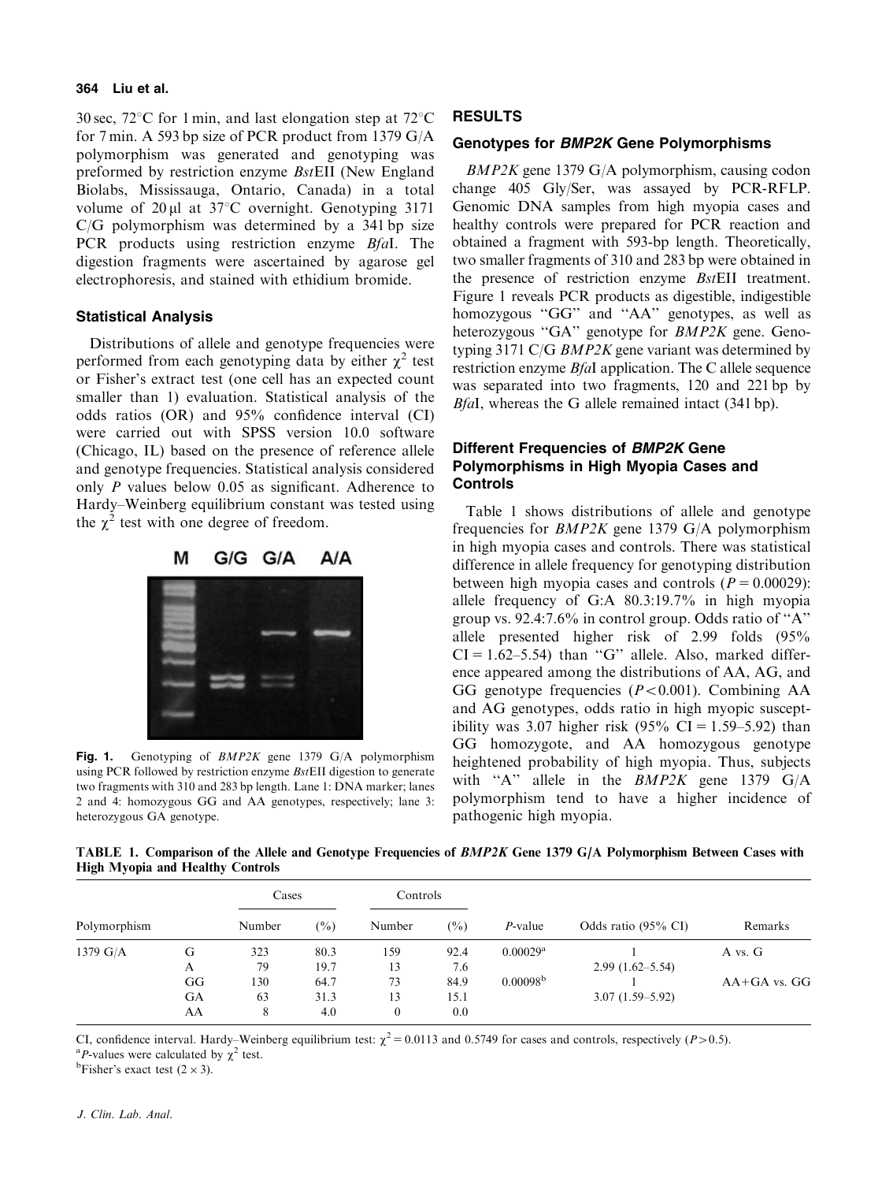30 sec, 72°C for 1 min, and last elongation step at 72°C for 7 min. A 593 bp size of PCR product from 1379 G/A polymorphism was generated and genotyping was preformed by restriction enzyme *Bst*EII (New England Biolabs, Mississauga, Ontario, Canada) in a total volume of 20 μl at 37°C overnight. Genotyping 3171 C/G polymorphism was determined by a 341 bp size PCR products using restriction enzyme *Bfa*I. The digestion fragments were ascertained by agarose gel electrophoresis, and stained with ethidium bromide.

### Statistical Analysis

Distributions of allele and genotype frequencies were performed from each genotyping data by either $\chi^2$ test or Fisher's extract test (one cell has an expected count smaller than 1) evaluation. Statistical analysis of the odds ratios (OR) and 95% confidence interval (CI) were carried out with SPSS version 10.0 software (Chicago, IL) based on the presence of reference allele and genotype frequencies. Statistical analysis considered only *P* values below 0.05 as significant. Adherence to Hardy–Weinberg equilibrium constant was tested using the $\chi^2$ test with one degree of freedom.

**Fig. 1.** Genotyping of *BMP2K* gene 1379 G/A polymorphism using PCR followed by restriction enzyme *Bst*EII digestion to generate two fragments with 310 and 283 bp length. Lane 1: DNA marker; lanes 2 and 4: homozygous GG and AA genotypes, respectively; lane 3: heterozygous GA genotype.

## RESULTS

### Genotypes for *BMP2K* Gene Polymorphisms

*BMP2K* gene 1379 G/A polymorphism, causing codon change 405 Gly/Ser, was assayed by PCR-RFLP. Genomic DNA samples from high myopia cases and healthy controls were prepared for PCR reaction and obtained a fragment with 593-bp length. Theoretically, two smaller fragments of 310 and 283 bp were obtained in the presence of restriction enzyme *Bst*EII treatment. Figure 1 reveals PCR products as digestible, indigestible homozygous "GG" and "AA" genotypes, as well as heterozygous "GA" genotype for *BMP2K* gene. Genotyping 3171 C/G *BMP2K* gene variant was determined by restriction enzyme *Bfa*I application. The C allele sequence was separated into two fragments, 120 and 221 bp by *Bfa*I, whereas the G allele remained intact (341 bp).

### Different Frequencies of *BMP2K* Gene Polymorphisms in High Myopia Cases and Controls

Table 1 shows distributions of allele and genotype frequencies for *BMP2K* gene 1379 G/A polymorphism in high myopia cases and controls. There was statistical difference in allele frequency for genotyping distribution between high myopia cases and controls ($P = 0.00029$): allele frequency of G:A 80.3:19.7% in high myopia group vs. 92.4:7.6% in control group. Odds ratio of "A" allele presented higher risk of 2.99 folds (95% CI = 1.62–5.54) than "G" allele. Also, marked difference appeared among the distributions of AA, AG, and GG genotype frequencies ($P < 0.001$). Combining AA and AG genotypes, odds ratio in high myopic susceptibility was 3.07 higher risk (95% CI = 1.59–5.92) than GG homozygote, and AA homozygous genotype heightened probability of high myopia. Thus, subjects with "A" allele in the *BMP2K* gene 1379 G/A polymorphism tend to have a higher incidence of pathogenic high myopia.

**TABLE 1. Comparison of the Allele and Genotype Frequencies of *BMP2K* Gene 1379 G/A Polymorphism Between Cases with High Myopia and Healthy Controls**

| Polymorphism | | Cases | | Controls | | *P*-value | Odds ratio (95% CI) | Remarks |
|---|---|---|---|---|---|---|---|---|
| | | Number | (%) | Number | (%) | | | |
| 1379 G/A | G | 323 | 80.3 | 159 | 92.4 | 0.00029[a] | 1 | A vs. G |
| | A | 79 | 19.7 | 13 | 7.6 | | 2.99 (1.62–5.54) | |
| | GG | 130 | 64.7 | 73 | 84.9 | 0.00098[b] | 1 | AA+GA vs. GG |
| | GA | 63 | 31.3 | 13 | 15.1 | | 3.07 (1.59–5.92) | |
| | AA | 8 | 4.0 | 0 | 0.0 | | | |

CI, confidence interval. Hardy–Weinberg equilibrium test: $\chi^2 = 0.0113$ and 0.5749 for cases and controls, respectively ($P > 0.5$).

[a]*P*-values were calculated by $\chi^2$ test.

[b]Fisher's exact test (2 × 3).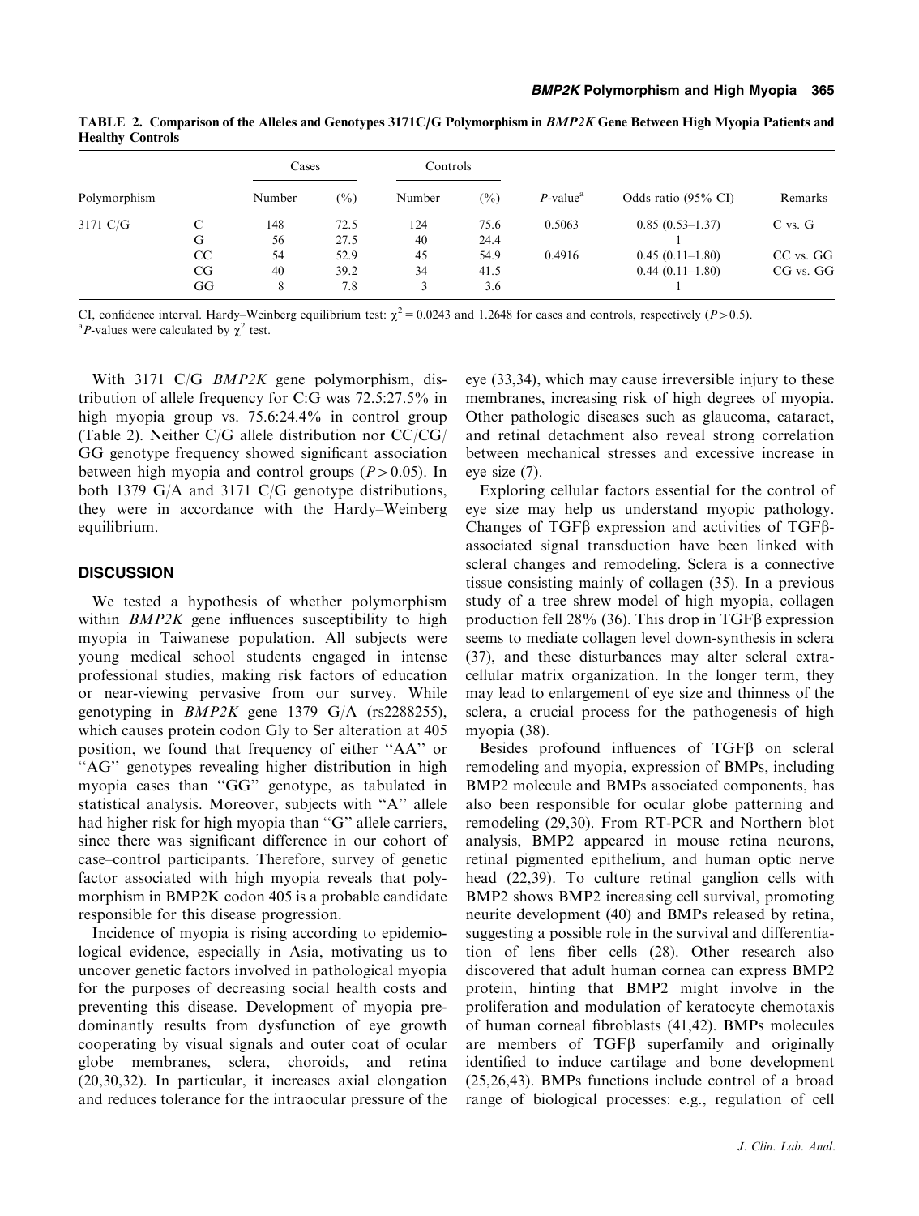TABLE 2. Comparison of the Alleles and Genotypes 3171C/G Polymorphism in *BMP2K* Gene Between High Myopia Patients and Healthy Controls

| Polymorphism | | Cases | | Controls | | | | |
|---|---|---|---|---|---|---|---|---|
| | | Number | (%) | Number | (%) | *P*-value[a] | Odds ratio (95% CI) | Remarks |
| 3171 C/G | C | 148 | 72.5 | 124 | 75.6 | 0.5063 | 0.85 (0.53–1.37) | C vs. G |
| | G | 56 | 27.5 | 40 | 24.4 | | 1 | |
| | CC | 54 | 52.9 | 45 | 54.9 | 0.4916 | 0.45 (0.11–1.80) | CC vs. GG |
| | CG | 40 | 39.2 | 34 | 41.5 | | 0.44 (0.11–1.80) | CG vs. GG |
| | GG | 8 | 7.8 | 3 | 3.6 | | 1 | |

CI, confidence interval. Hardy–Weinberg equilibrium test: $\chi^2 = 0.0243$ and 1.2648 for cases and controls, respectively ($P > 0.5$).
[a]*P*-values were calculated by $\chi^2$ test.

With 3171 C/G *BMP2K* gene polymorphism, distribution of allele frequency for C:G was 72.5:27.5% in high myopia group vs. 75.6:24.4% in control group (Table 2). Neither C/G allele distribution nor CC/CG/GG genotype frequency showed significant association between high myopia and control groups ($P > 0.05$). In both 1379 G/A and 3171 C/G genotype distributions, they were in accordance with the Hardy–Weinberg equilibrium.

## DISCUSSION

We tested a hypothesis of whether polymorphism within *BMP2K* gene influences susceptibility to high myopia in Taiwanese population. All subjects were young medical school students engaged in intense professional studies, making risk factors of education or near-viewing pervasive from our survey. While genotyping in *BMP2K* gene 1379 G/A (rs2288255), which causes protein codon Gly to Ser alteration at 405 position, we found that frequency of either "AA" or "AG" genotypes revealing higher distribution in high myopia cases than "GG" genotype, as tabulated in statistical analysis. Moreover, subjects with "A" allele had higher risk for high myopia than "G" allele carriers, since there was significant difference in our cohort of case–control participants. Therefore, survey of genetic factor associated with high myopia reveals that polymorphism in BMP2K codon 405 is a probable candidate responsible for this disease progression.

Incidence of myopia is rising according to epidemiological evidence, especially in Asia, motivating us to uncover genetic factors involved in pathological myopia for the purposes of decreasing social health costs and preventing this disease. Development of myopia predominantly results from dysfunction of eye growth cooperating by visual signals and outer coat of ocular globe membranes, sclera, choroids, and retina (20,30,32). In particular, it increases axial elongation and reduces tolerance for the intraocular pressure of the eye (33,34), which may cause irreversible injury to these membranes, increasing risk of high degrees of myopia. Other pathologic diseases such as glaucoma, cataract, and retinal detachment also reveal strong correlation between mechanical stresses and excessive increase in eye size (7).

Exploring cellular factors essential for the control of eye size may help us understand myopic pathology. Changes of TGFβ expression and activities of TGFβ-associated signal transduction have been linked with scleral changes and remodeling. Sclera is a connective tissue consisting mainly of collagen (35). In a previous study of a tree shrew model of high myopia, collagen production fell 28% (36). This drop in TGFβ expression seems to mediate collagen level down-synthesis in sclera (37), and these disturbances may alter scleral extracellular matrix organization. In the longer term, they may lead to enlargement of eye size and thinness of the sclera, a crucial process for the pathogenesis of high myopia (38).

Besides profound influences of TGFβ on scleral remodeling and myopia, expression of BMPs, including BMP2 molecule and BMPs associated components, has also been responsible for ocular globe patterning and remodeling (29,30). From RT-PCR and Northern blot analysis, BMP2 appeared in mouse retina neurons, retinal pigmented epithelium, and human optic nerve head (22,39). To culture retinal ganglion cells with BMP2 shows BMP2 increasing cell survival, promoting neurite development (40) and BMPs released by retina, suggesting a possible role in the survival and differentiation of lens fiber cells (28). Other research also discovered that adult human cornea can express BMP2 protein, hinting that BMP2 might involve in the proliferation and modulation of keratocyte chemotaxis of human corneal fibroblasts (41,42). BMPs molecules are members of TGFβ superfamily and originally identified to induce cartilage and bone development (25,26,43). BMPs functions include control of a broad range of biological processes: e.g., regulation of cell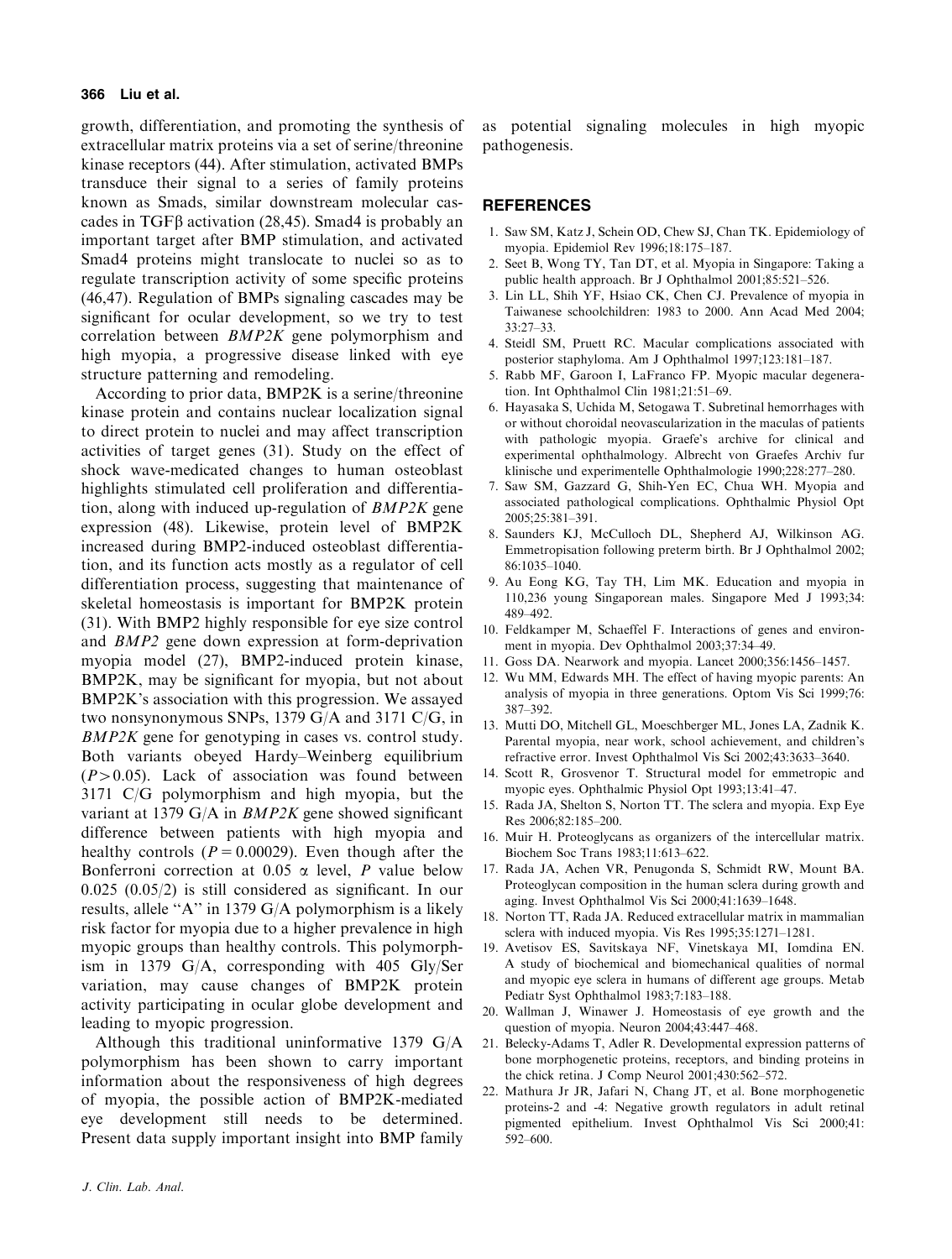growth, differentiation, and promoting the synthesis of extracellular matrix proteins via a set of serine/threonine kinase receptors (44). After stimulation, activated BMPs transduce their signal to a series of family proteins known as Smads, similar downstream molecular cascades in TGF$\beta$ activation (28,45). Smad4 is probably an important target after BMP stimulation, and activated Smad4 proteins might translocate to nuclei so as to regulate transcription activity of some specific proteins (46,47). Regulation of BMPs signaling cascades may be significant for ocular development, so we try to test correlation between *BMP2K* gene polymorphism and high myopia, a progressive disease linked with eye structure patterning and remodeling.

According to prior data, BMP2K is a serine/threonine kinase protein and contains nuclear localization signal to direct protein to nuclei and may affect transcription activities of target genes (31). Study on the effect of shock wave-medicated changes to human osteoblast highlights stimulated cell proliferation and differentiation, along with induced up-regulation of *BMP2K* gene expression (48). Likewise, protein level of BMP2K increased during BMP2-induced osteoblast differentiation, and its function acts mostly as a regulator of cell differentiation process, suggesting that maintenance of skeletal homeostasis is important for BMP2K protein (31). With BMP2 highly responsible for eye size control and *BMP2* gene down expression at form-deprivation myopia model (27), BMP2-induced protein kinase, BMP2K, may be significant for myopia, but not about BMP2K's association with this progression. We assayed two nonsynonymous SNPs, 1379 G/A and 3171 C/G, in *BMP2K* gene for genotyping in cases vs. control study. Both variants obeyed Hardy–Weinberg equilibrium ($P > 0.05$). Lack of association was found between 3171 C/G polymorphism and high myopia, but the variant at 1379 G/A in *BMP2K* gene showed significant difference between patients with high myopia and healthy controls ($P = 0.00029$). Even though after the Bonferroni correction at 0.05 $\alpha$ level, $P$ value below 0.025 (0.05/2) is still considered as significant. In our results, allele "A" in 1379 G/A polymorphism is a likely risk factor for myopia due to a higher prevalence in high myopic groups than healthy controls. This polymorphism in 1379 G/A, corresponding with 405 Gly/Ser variation, may cause changes of BMP2K protein activity participating in ocular globe development and leading to myopic progression.

Although this traditional uninformative 1379 G/A polymorphism has been shown to carry important information about the responsiveness of high degrees of myopia, the possible action of BMP2K-mediated eye development still needs to be determined. Present data supply important insight into BMP family as potential signaling molecules in high myopic pathogenesis.

## REFERENCES

1. Saw SM, Katz J, Schein OD, Chew SJ, Chan TK. Epidemiology of myopia. Epidemiol Rev 1996;18:175–187.
2. Seet B, Wong TY, Tan DT, et al. Myopia in Singapore: Taking a public health approach. Br J Ophthalmol 2001;85:521–526.
3. Lin LL, Shih YF, Hsiao CK, Chen CJ. Prevalence of myopia in Taiwanese schoolchildren: 1983 to 2000. Ann Acad Med 2004; 33:27–33.
4. Steidl SM, Pruett RC. Macular complications associated with posterior staphyloma. Am J Ophthalmol 1997;123:181–187.
5. Rabb MF, Garoon I, LaFranco FP. Myopic macular degeneration. Int Ophthalmol Clin 1981;21:51–69.
6. Hayasaka S, Uchida M, Setogawa T. Subretinal hemorrhages with or without choroidal neovascularization in the maculas of patients with pathologic myopia. Graefe's archive for clinical and experimental ophthalmology. Albrecht von Graefes Archiv fur klinische und experimentelle Ophthalmologie 1990;228:277–280.
7. Saw SM, Gazzard G, Shih-Yen EC, Chua WH. Myopia and associated pathological complications. Ophthalmic Physiol Opt 2005;25:381–391.
8. Saunders KJ, McCulloch DL, Shepherd AJ, Wilkinson AG. Emmetropisation following preterm birth. Br J Ophthalmol 2002; 86:1035–1040.
9. Au Eong KG, Tay TH, Lim MK. Education and myopia in 110,236 young Singaporean males. Singapore Med J 1993;34: 489–492.
10. Feldkamper M, Schaeffel F. Interactions of genes and environment in myopia. Dev Ophthalmol 2003;37:34–49.
11. Goss DA. Nearwork and myopia. Lancet 2000;356:1456–1457.
12. Wu MM, Edwards MH. The effect of having myopic parents: An analysis of myopia in three generations. Optom Vis Sci 1999;76: 387–392.
13. Mutti DO, Mitchell GL, Moeschberger ML, Jones LA, Zadnik K. Parental myopia, near work, school achievement, and children's refractive error. Invest Ophthalmol Vis Sci 2002;43:3633–3640.
14. Scott R, Grosvenor T. Structural model for emmetropic and myopic eyes. Ophthalmic Physiol Opt 1993;13:41–47.
15. Rada JA, Shelton S, Norton TT. The sclera and myopia. Exp Eye Res 2006;82:185–200.
16. Muir H. Proteoglycans as organizers of the intercellular matrix. Biochem Soc Trans 1983;11:613–622.
17. Rada JA, Achen VR, Penugonda S, Schmidt RW, Mount BA. Proteoglycan composition in the human sclera during growth and aging. Invest Ophthalmol Vis Sci 2000;41:1639–1648.
18. Norton TT, Rada JA. Reduced extracellular matrix in mammalian sclera with induced myopia. Vis Res 1995;35:1271–1281.
19. Avetisov ES, Savitskaya NF, Vinetskaya MI, Iomdina EN. A study of biochemical and biomechanical qualities of normal and myopic eye sclera in humans of different age groups. Metab Pediatr Syst Ophthalmol 1983;7:183–188.
20. Wallman J, Winawer J. Homeostasis of eye growth and the question of myopia. Neuron 2004;43:447–468.
21. Belecky-Adams T, Adler R. Developmental expression patterns of bone morphogenetic proteins, receptors, and binding proteins in the chick retina. J Comp Neurol 2001;430:562–572.
22. Mathura Jr JR, Jafari N, Chang JT, et al. Bone morphogenetic proteins-2 and -4: Negative growth regulators in adult retinal pigmented epithelium. Invest Ophthalmol Vis Sci 2000;41: 592–600.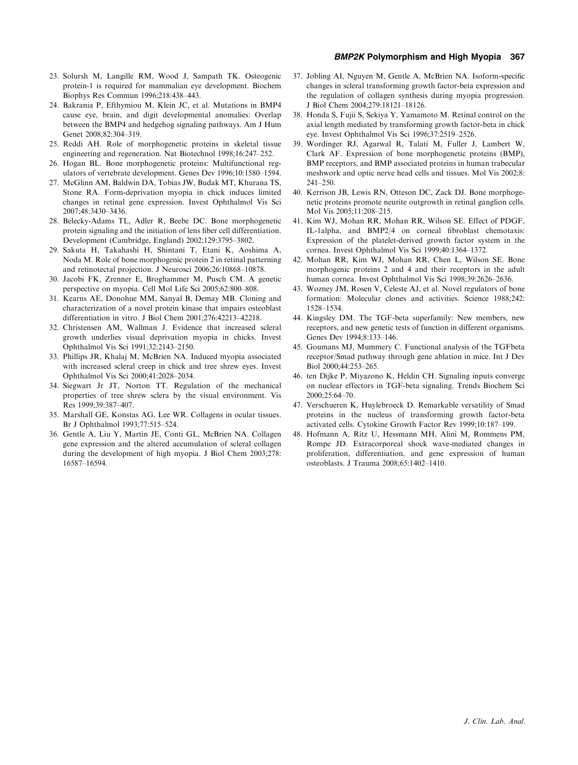23. Solursh M, Langille RM, Wood J, Sampath TK. Osteogenic protein-1 is required for mammalian eye development. Biochem Biophys Res Commun 1996;218:438–443.
24. Bakrania P, Efthymiou M, Klein JC, et al. Mutations in BMP4 cause eye, brain, and digit developmental anomalies: Overlap between the BMP4 and hedgehog signaling pathways. Am J Hum Genet 2008;82:304–319.
25. Reddi AH. Role of morphogenetic proteins in skeletal tissue engineering and regeneration. Nat Biotechnol 1998;16:247–252.
26. Hogan BL. Bone morphogenetic proteins: Multifunctional regulators of vertebrate development. Genes Dev 1996;10:1580–1594.
27. McGlinn AM, Baldwin DA, Tobias JW, Budak MT, Khurana TS, Stone RA. Form-deprivation myopia in chick induces limited changes in retinal gene expression. Invest Ophthalmol Vis Sci 2007;48:3430–3436.
28. Belecky-Adams TL, Adler R, Beebe DC. Bone morphogenetic protein signaling and the initiation of lens fiber cell differentiation. Development (Cambridge, England) 2002;129:3795–3802.
29. Sakuta H, Takahashi H, Shintani T, Etani K, Aoshima A, Noda M. Role of bone morphogenic protein 2 in retinal patterning and retinotectal projection. J Neurosci 2006;26:10868–10878.
30. Jacobi FK, Zrenner E, Broghammer M, Pusch CM. A genetic perspective on myopia. Cell Mol Life Sci 2005;62:800–808.
31. Kearns AE, Donohue MM, Sanyal B, Demay MB. Cloning and characterization of a novel protein kinase that impairs osteoblast differentiation in vitro. J Biol Chem 2001;276:42213–42218.
32. Christensen AM, Wallman J. Evidence that increased scleral growth underlies visual deprivation myopia in chicks. Invest Ophthalmol Vis Sci 1991;32:2143–2150.
33. Phillips JR, Khalaj M, McBrien NA. Induced myopia associated with increased scleral creep in chick and tree shrew eyes. Invest Ophthalmol Vis Sci 2000;41:2028–2034.
34. Siegwart Jr JT, Norton TT. Regulation of the mechanical properties of tree shrew sclera by the visual environment. Vis Res 1999;39:387–407.
35. Marshall GE, Konstas AG, Lee WR. Collagens in ocular tissues. Br J Ophthalmol 1993;77:515–524.
36. Gentle A, Liu Y, Martin JE, Conti GL, McBrien NA. Collagen gene expression and the altered accumulation of scleral collagen during the development of high myopia. J Biol Chem 2003;278: 16587–16594.
37. Jobling AI, Nguyen M, Gentle A, McBrien NA. Isoform-specific changes in scleral transforming growth factor-beta expression and the regulation of collagen synthesis during myopia progression. J Biol Chem 2004;279:18121–18126.
38. Honda S, Fujii S, Sekiya Y, Yamamoto M. Retinal control on the axial length mediated by transforming growth factor-beta in chick eye. Invest Ophthalmol Vis Sci 1996;37:2519–2526.
39. Wordinger RJ, Agarwal R, Talati M, Fuller J, Lambert W, Clark AF. Expression of bone morphogenetic proteins (BMP), BMP receptors, and BMP associated proteins in human trabecular meshwork and optic nerve head cells and tissues. Mol Vis 2002;8: 241–250.
40. Kerrison JB, Lewis RN, Otteson DC, Zack DJ. Bone morphogenetic proteins promote neurite outgrowth in retinal ganglion cells. Mol Vis 2005;11:208–215.
41. Kim WJ, Mohan RR, Mohan RR, Wilson SE. Effect of PDGF, IL-1alpha, and BMP2/4 on corneal fibroblast chemotaxis: Expression of the platelet-derived growth factor system in the cornea. Invest Ophthalmol Vis Sci 1999;40:1364–1372.
42. Mohan RR, Kim WJ, Mohan RR, Chen L, Wilson SE. Bone morphogenic proteins 2 and 4 and their receptors in the adult human cornea. Invest Ophthalmol Vis Sci 1998;39:2626–2636.
43. Wozney JM, Rosen V, Celeste AJ, et al. Novel regulators of bone formation: Molecular clones and activities. Science 1988;242: 1528–1534.
44. Kingsley DM. The TGF-beta superfamily: New members, new receptors, and new genetic tests of function in different organisms. Genes Dev 1994;8:133–146.
45. Goumans MJ, Mummery C. Functional analysis of the TGFbeta receptor/Smad pathway through gene ablation in mice. Int J Dev Biol 2000;44:253–265.
46. ten Dijke P, Miyazono K, Heldin CH. Signaling inputs converge on nuclear effectors in TGF-beta signaling. Trends Biochem Sci 2000;25:64–70.
47. Verschueren K, Huylebroeck D. Remarkable versatility of Smad proteins in the nucleus of transforming growth factor-beta activated cells. Cytokine Growth Factor Rev 1999;10:187–199.
48. Hofmann A, Ritz U, Hessmann MH, Alini M, Rommens PM, Rompe JD. Extracorporeal shock wave-mediated changes in proliferation, differentiation, and gene expression of human osteoblasts. J Trauma 2008;65:1402–1410.